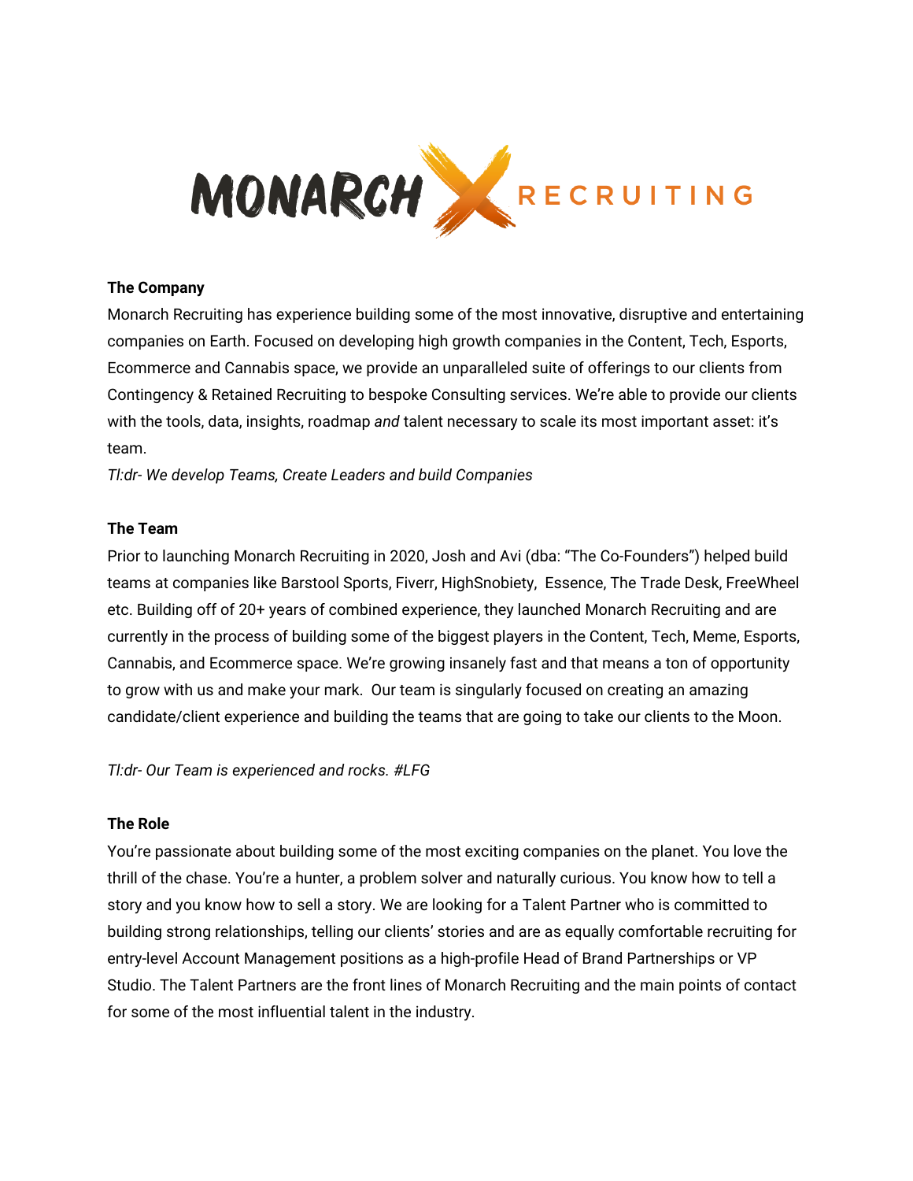# MONARCH RECRUITING

**The Company**

Monarch Recruiting has experience building some of the most innovative, disruptive and entertaining companies on Earth. Focused on developing high growth companies in the Content, Tech, Esports, Ecommerce and Cannabis space, we provide an unparalleled suite of offerings to our clients from Contingency & Retained Recruiting to bespoke Consulting services. We're able to provide our clients with the tools, data, insights, roadmap *and* talent necessary to scale its most important asset: it's team.

*Tl:dr- We develop Teams, Create Leaders and build Companies*

**The Team**

Prior to launching Monarch Recruiting in 2020, Josh and Avi (dba: "The Co-Founders") helped build teams at companies like Barstool Sports, Fiverr, HighSnobiety, Essence, The Trade Desk, FreeWheel etc. Building off of 20+ years of combined experience, they launched Monarch Recruiting and are currently in the process of building some of the biggest players in the Content, Tech, Meme, Esports, Cannabis, and Ecommerce space. We're growing insanely fast and that means a ton of opportunity to grow with us and make your mark. Our team is singularly focused on creating an amazing candidate/client experience and building the teams that are going to take our clients to the Moon.

*Tl:dr- Our Team is experienced and rocks. #LFG*

**The Role**

You're passionate about building some of the most exciting companies on the planet. You love the thrill of the chase. You're a hunter, a problem solver and naturally curious. You know how to tell a story and you know how to sell a story. We are looking for a Talent Partner who is committed to building strong relationships, telling our clients' stories and are as equally comfortable recruiting for entry-level Account Management positions as a high-profile Head of Brand Partnerships or VP Studio. The Talent Partners are the front lines of Monarch Recruiting and the main points of contact for some of the most influential talent in the industry.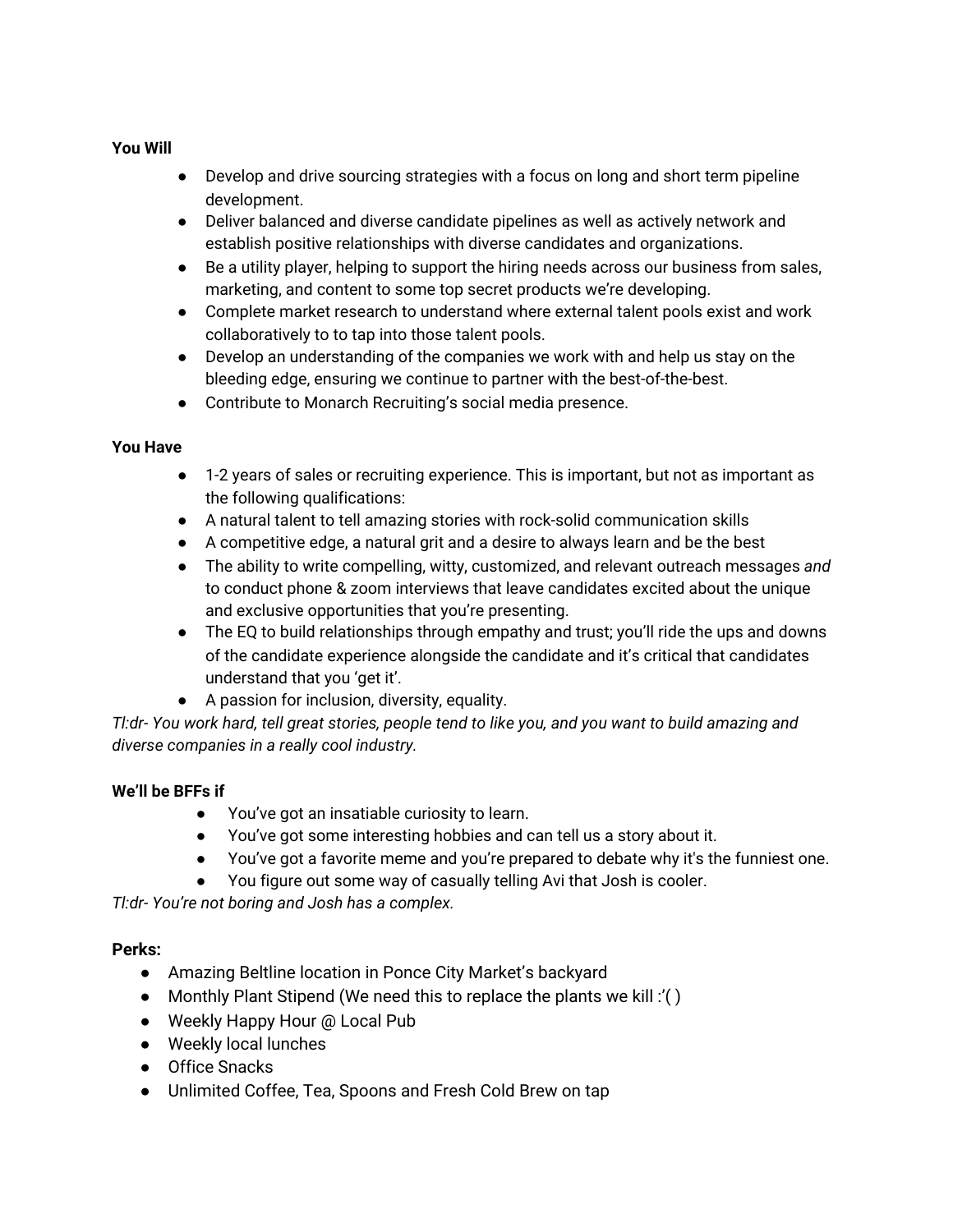**You Will**

- Develop and drive sourcing strategies with a focus on long and short term pipeline development.
- Deliver balanced and diverse candidate pipelines as well as actively network and establish positive relationships with diverse candidates and organizations.
- Be a utility player, helping to support the hiring needs across our business from sales, marketing, and content to some top secret products we're developing.
- Complete market research to understand where external talent pools exist and work collaboratively to to tap into those talent pools.
- Develop an understanding of the companies we work with and help us stay on the bleeding edge, ensuring we continue to partner with the best-of-the-best.
- Contribute to Monarch Recruiting's social media presence.

**You Have**

- 1-2 years of sales or recruiting experience. This is important, but not as important as the following qualifications:
- A natural talent to tell amazing stories with rock-solid communication skills
- A competitive edge, a natural grit and a desire to always learn and be the best
- The ability to write compelling, witty, customized, and relevant outreach messages *and* to conduct phone & zoom interviews that leave candidates excited about the unique and exclusive opportunities that you're presenting.
- The EQ to build relationships through empathy and trust; you'll ride the ups and downs of the candidate experience alongside the candidate and it's critical that candidates understand that you 'get it'.
- A passion for inclusion, diversity, equality.

*Tl:dr- You work hard, tell great stories, people tend to like you, and you want to build amazing and diverse companies in a really cool industry.*

**We'll be BFFs if**

- You've got an insatiable curiosity to learn.
- You've got some interesting hobbies and can tell us a story about it.
- You've got a favorite meme and you're prepared to debate why it's the funniest one.
- You figure out some way of casually telling Avi that Josh is cooler.

*Tl:dr- You're not boring and Josh has a complex.*

**Perks:**

- Amazing Beltline location in Ponce City Market's backyard
- Monthly Plant Stipend (We need this to replace the plants we kill :'( )
- Weekly Happy Hour @ Local Pub
- Weekly local lunches
- Office Snacks
- Unlimited Coffee, Tea, Spoons and Fresh Cold Brew on tap